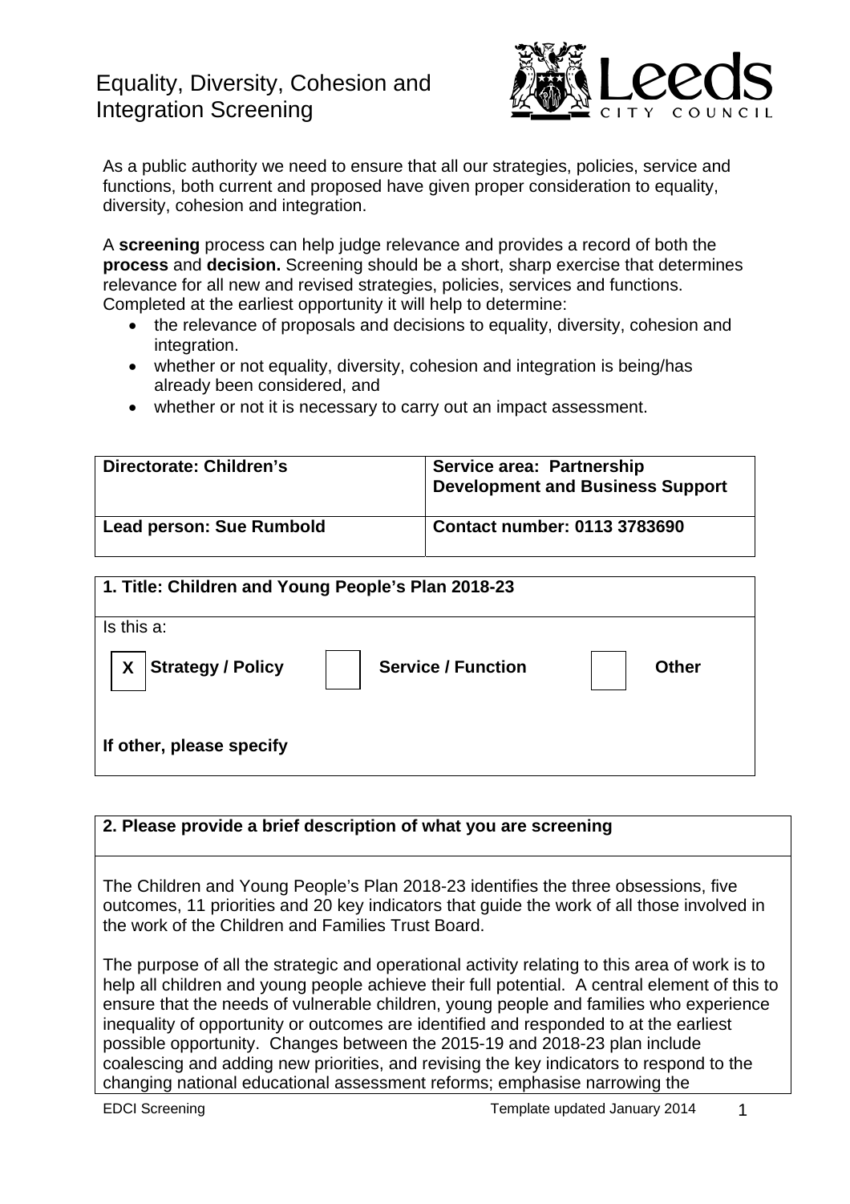# Equality, Diversity, Cohesion and Integration Screening

As a public authority we need to ensure that all our strategies, policies, service and functions, both current and proposed have given proper consideration to equality, diversity, cohesion and integration.

A **screening** process can help judge relevance and provides a record of both the **process** and **decision.** Screening should be a short, sharp exercise that determines relevance for all new and revised strategies, policies, services and functions. Completed at the earliest opportunity it will help to determine:

- the relevance of proposals and decisions to equality, diversity, cohesion and integration.
- whether or not equality, diversity, cohesion and integration is being/has already been considered, and
- whether or not it is necessary to carry out an impact assessment.

| **Directorate: Children's** | **Service area: Partnership Development and Business Support** |
|---|---|
| **Lead person: Sue Rumbold** | **Contact number: 0113 3783690** |

| **1. Title: Children and Young People's Plan 2018-23** |
|---|
| Is this a: |
| [X] **Strategy / Policy** &nbsp;&nbsp; [ ] **Service / Function** &nbsp;&nbsp; [ ] **Other** |
| **If other, please specify** |

| **2. Please provide a brief description of what you are screening** |
|---|
| The Children and Young People's Plan 2018-23 identifies the three obsessions, five outcomes, 11 priorities and 20 key indicators that guide the work of all those involved in the work of the Children and Families Trust Board.<br><br>The purpose of all the strategic and operational activity relating to this area of work is to help all children and young people achieve their full potential. A central element of this to ensure that the needs of vulnerable children, young people and families who experience inequality of opportunity or outcomes are identified and responded to at the earliest possible opportunity. Changes between the 2015-19 and 2018-23 plan include coalescing and adding new priorities, and revising the key indicators to respond to the changing national educational assessment reforms; emphasise narrowing the |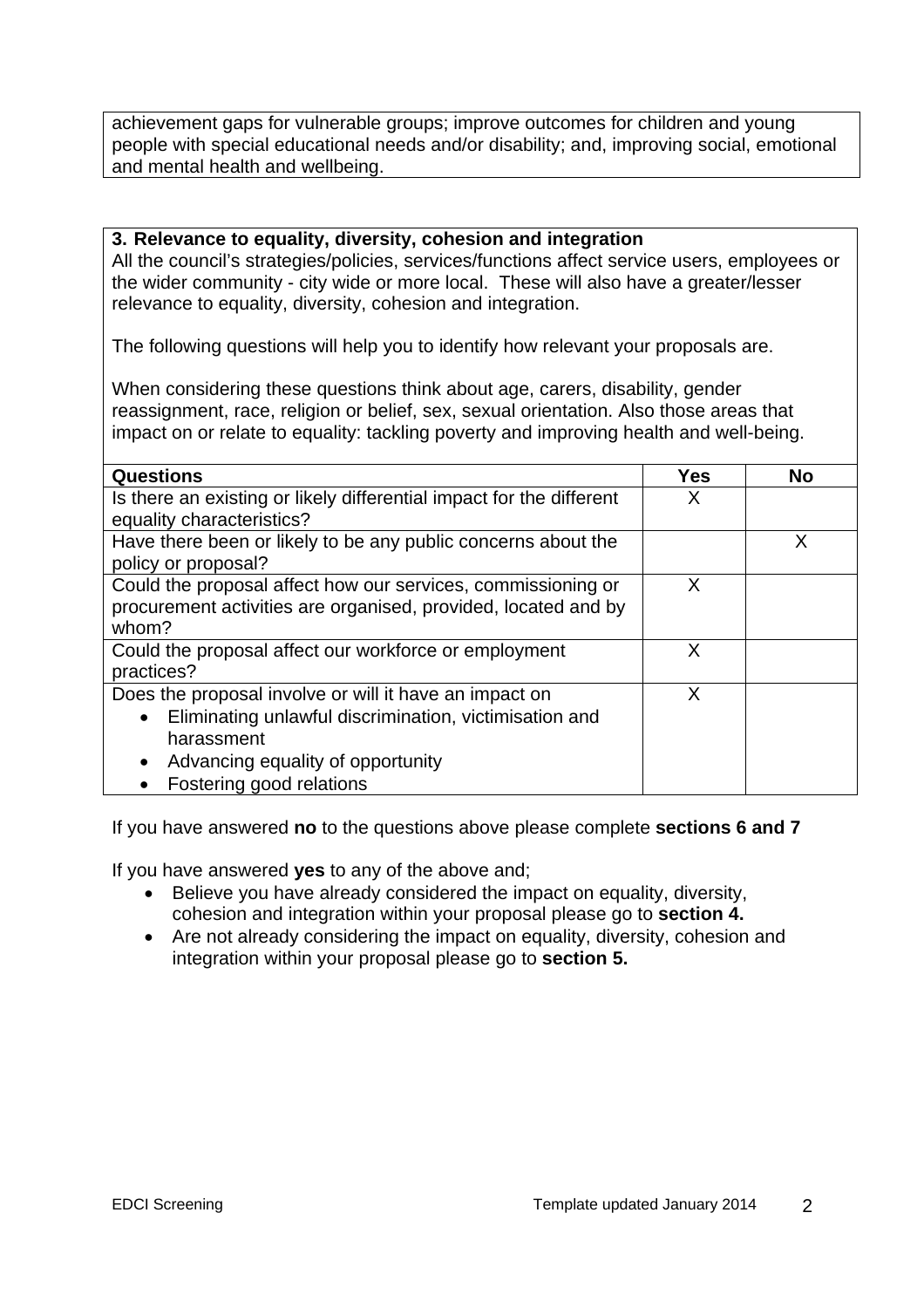achievement gaps for vulnerable groups; improve outcomes for children and young people with special educational needs and/or disability; and, improving social, emotional and mental health and wellbeing.

**3. Relevance to equality, diversity, cohesion and integration**

All the council's strategies/policies, services/functions affect service users, employees or the wider community - city wide or more local. These will also have a greater/lesser relevance to equality, diversity, cohesion and integration.

The following questions will help you to identify how relevant your proposals are.

When considering these questions think about age, carers, disability, gender reassignment, race, religion or belief, sex, sexual orientation. Also those areas that impact on or relate to equality: tackling poverty and improving health and well-being.

| **Questions** | **Yes** | **No** |
|---|---|---|
| Is there an existing or likely differential impact for the different equality characteristics? | X | |
| Have there been or likely to be any public concerns about the policy or proposal? | | X |
| Could the proposal affect how our services, commissioning or procurement activities are organised, provided, located and by whom? | X | |
| Could the proposal affect our workforce or employment practices? | X | |
| Does the proposal involve or will it have an impact on<br>• Eliminating unlawful discrimination, victimisation and harassment<br>• Advancing equality of opportunity<br>• Fostering good relations | X | |

If you have answered **no** to the questions above please complete **sections 6 and 7**

If you have answered **yes** to any of the above and;

- Believe you have already considered the impact on equality, diversity, cohesion and integration within your proposal please go to **section 4.**
- Are not already considering the impact on equality, diversity, cohesion and integration within your proposal please go to **section 5.**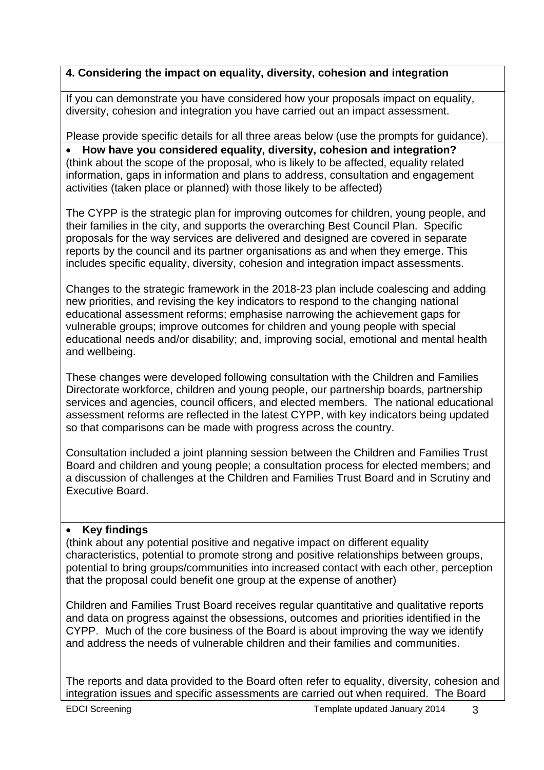**4. Considering the impact on equality, diversity, cohesion and integration**

If you can demonstrate you have considered how your proposals impact on equality, diversity, cohesion and integration you have carried out an impact assessment.

Please provide specific details for all three areas below (use the prompts for guidance).

- **How have you considered equality, diversity, cohesion and integration?**

(think about the scope of the proposal, who is likely to be affected, equality related information, gaps in information and plans to address, consultation and engagement activities (taken place or planned) with those likely to be affected)

The CYPP is the strategic plan for improving outcomes for children, young people, and their families in the city, and supports the overarching Best Council Plan. Specific proposals for the way services are delivered and designed are covered in separate reports by the council and its partner organisations as and when they emerge. This includes specific equality, diversity, cohesion and integration impact assessments.

Changes to the strategic framework in the 2018-23 plan include coalescing and adding new priorities, and revising the key indicators to respond to the changing national educational assessment reforms; emphasise narrowing the achievement gaps for vulnerable groups; improve outcomes for children and young people with special educational needs and/or disability; and, improving social, emotional and mental health and wellbeing.

These changes were developed following consultation with the Children and Families Directorate workforce, children and young people, our partnership boards, partnership services and agencies, council officers, and elected members. The national educational assessment reforms are reflected in the latest CYPP, with key indicators being updated so that comparisons can be made with progress across the country.

Consultation included a joint planning session between the Children and Families Trust Board and children and young people; a consultation process for elected members; and a discussion of challenges at the Children and Families Trust Board and in Scrutiny and Executive Board.

- **Key findings**

(think about any potential positive and negative impact on different equality characteristics, potential to promote strong and positive relationships between groups, potential to bring groups/communities into increased contact with each other, perception that the proposal could benefit one group at the expense of another)

Children and Families Trust Board receives regular quantitative and qualitative reports and data on progress against the obsessions, outcomes and priorities identified in the CYPP. Much of the core business of the Board is about improving the way we identify and address the needs of vulnerable children and their families and communities.

The reports and data provided to the Board often refer to equality, diversity, cohesion and integration issues and specific assessments are carried out when required. The Board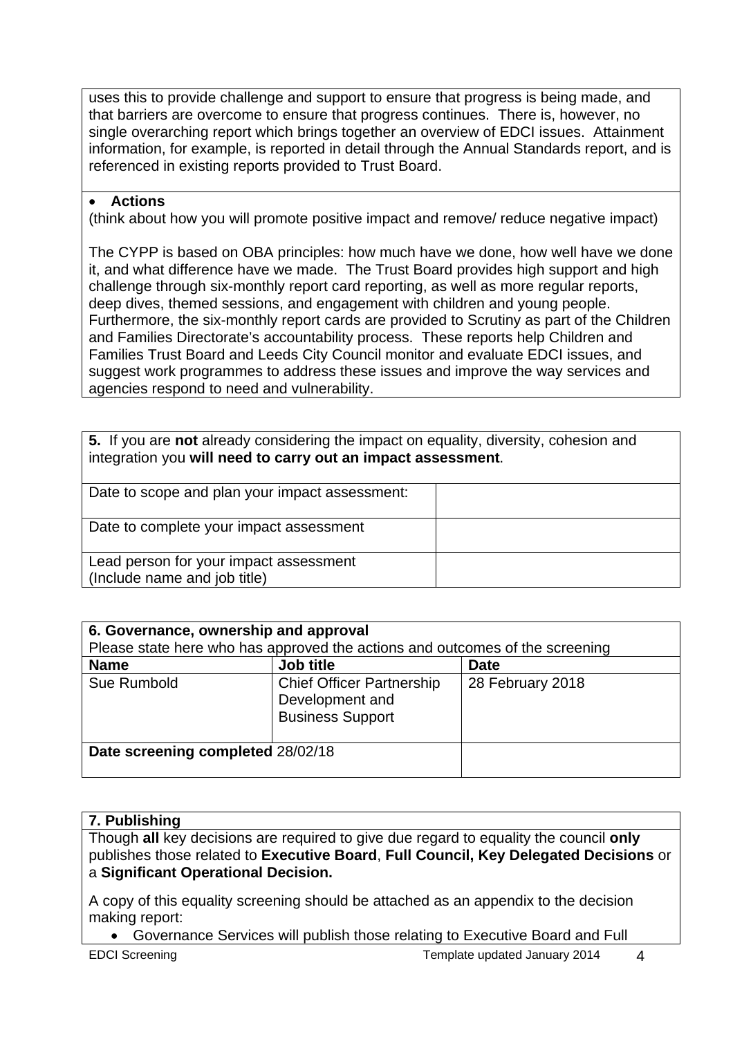uses this to provide challenge and support to ensure that progress is being made, and that barriers are overcome to ensure that progress continues. There is, however, no single overarching report which brings together an overview of EDCI issues. Attainment information, for example, is reported in detail through the Annual Standards report, and is referenced in existing reports provided to Trust Board.

- **Actions**

(think about how you will promote positive impact and remove/ reduce negative impact)

The CYPP is based on OBA principles: how much have we done, how well have we done it, and what difference have we made. The Trust Board provides high support and high challenge through six-monthly report card reporting, as well as more regular reports, deep dives, themed sessions, and engagement with children and young people. Furthermore, the six-monthly report cards are provided to Scrutiny as part of the Children and Families Directorate's accountability process. These reports help Children and Families Trust Board and Leeds City Council monitor and evaluate EDCI issues, and suggest work programmes to address these issues and improve the way services and agencies respond to need and vulnerability.

**5.** If you are **not** already considering the impact on equality, diversity, cohesion and integration you **will need to carry out an impact assessment**.

| | |
|---|---|
| Date to scope and plan your impact assessment: | |
| Date to complete your impact assessment | |
| Lead person for your impact assessment (Include name and job title) | |

**6. Governance, ownership and approval**

Please state here who has approved the actions and outcomes of the screening

| **Name** | **Job title** | **Date** |
|---|---|---|
| Sue Rumbold | Chief Officer Partnership Development and Business Support | 28 February 2018 |
| **Date screening completed** 28/02/18 | | |

**7. Publishing**

Though **all** key decisions are required to give due regard to equality the council **only** publishes those related to **Executive Board**, **Full Council, Key Delegated Decisions** or a **Significant Operational Decision.**

A copy of this equality screening should be attached as an appendix to the decision making report:

- Governance Services will publish those relating to Executive Board and Full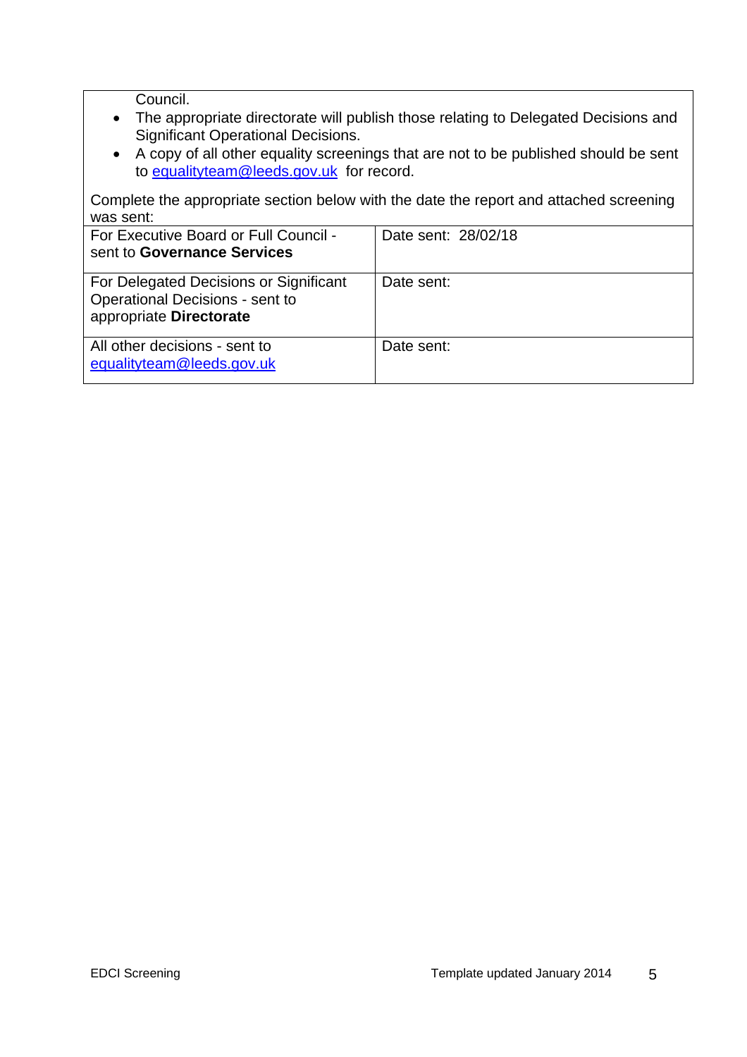Council.

- The appropriate directorate will publish those relating to Delegated Decisions and Significant Operational Decisions.
- A copy of all other equality screenings that are not to be published should be sent to equalityteam@leeds.gov.uk for record.

Complete the appropriate section below with the date the report and attached screening was sent:

| | |
|---|---|
| For Executive Board or Full Council - sent to **Governance Services** | Date sent: 28/02/18 |
| For Delegated Decisions or Significant Operational Decisions - sent to appropriate **Directorate** | Date sent: |
| All other decisions - sent to equalityteam@leeds.gov.uk | Date sent: |